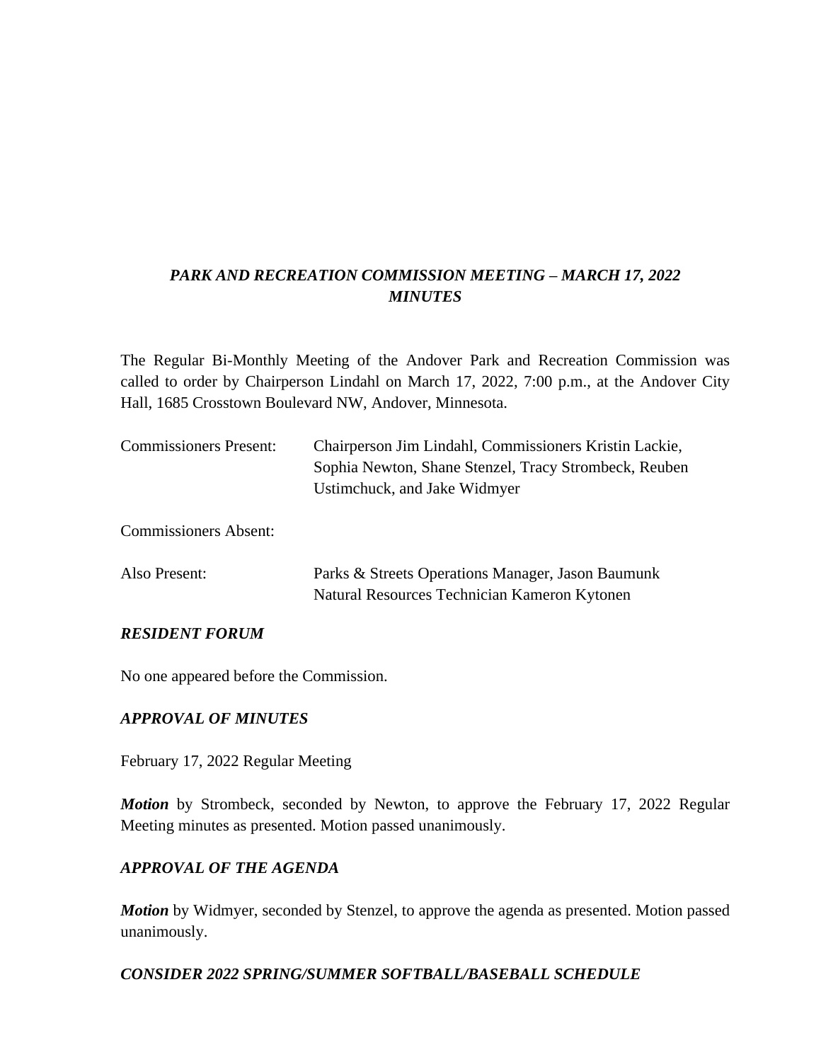## *PARK AND RECREATION COMMISSION MEETING – MARCH 17, 2022*
## *MINUTES*

The Regular Bi-Monthly Meeting of the Andover Park and Recreation Commission was called to order by Chairperson Lindahl on March 17, 2022, 7:00 p.m., at the Andover City Hall, 1685 Crosstown Boulevard NW, Andover, Minnesota.

| | |
|---|---|
| Commissioners Present: | Chairperson Jim Lindahl, Commissioners Kristin Lackie, Sophia Newton, Shane Stenzel, Tracy Strombeck, Reuben Ustimchuck, and Jake Widmyer |
| Commissioners Absent: | |
| Also Present: | Parks & Streets Operations Manager, Jason Baumunk<br>Natural Resources Technician Kameron Kytonen |

### *RESIDENT FORUM*

No one appeared before the Commission.

### *APPROVAL OF MINUTES*

February 17, 2022 Regular Meeting

***Motion*** by Strombeck, seconded by Newton, to approve the February 17, 2022 Regular Meeting minutes as presented. Motion passed unanimously.

### *APPROVAL OF THE AGENDA*

***Motion*** by Widmyer, seconded by Stenzel, to approve the agenda as presented. Motion passed unanimously.

### *CONSIDER 2022 SPRING/SUMMER SOFTBALL/BASEBALL SCHEDULE*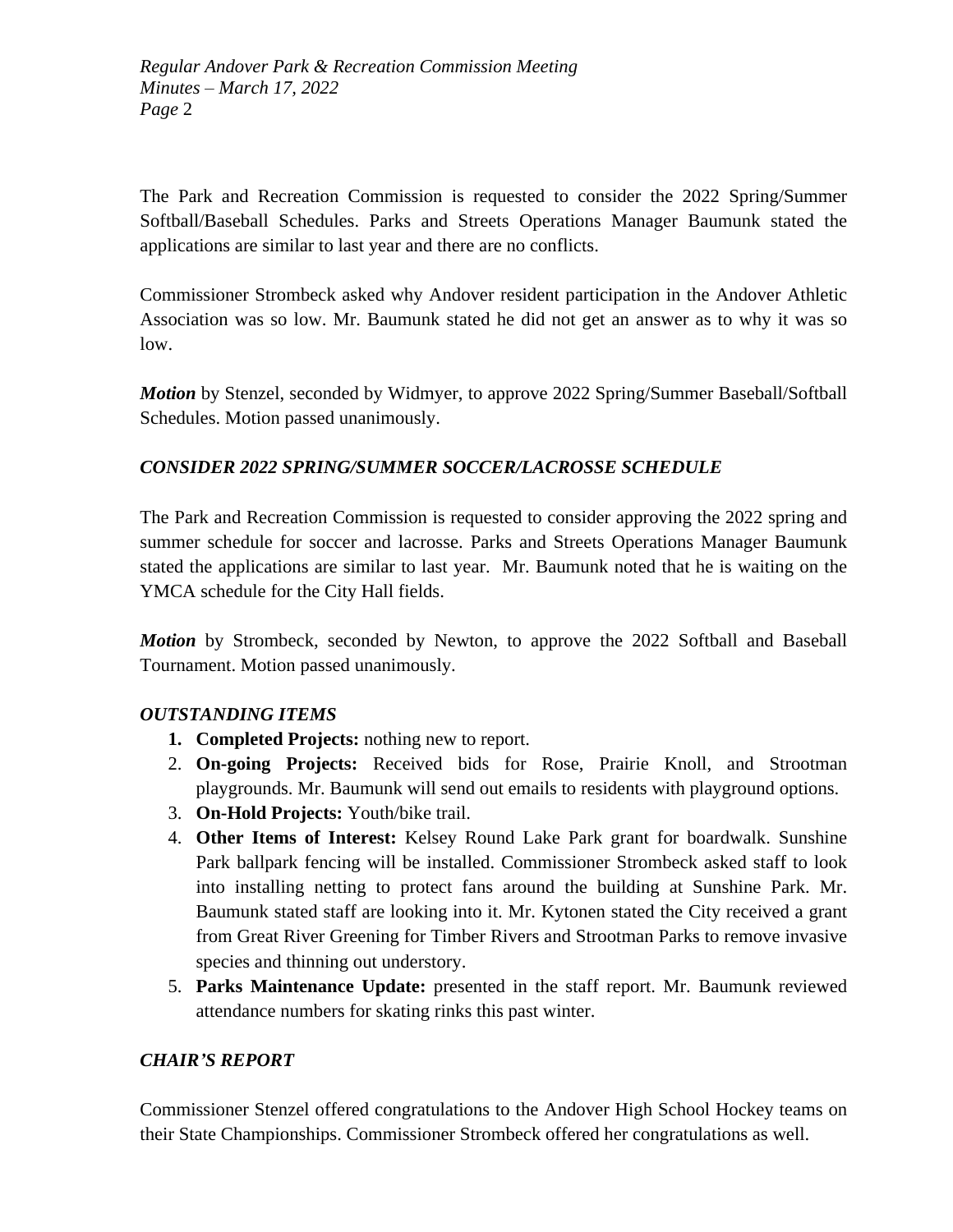The Park and Recreation Commission is requested to consider the 2022 Spring/Summer Softball/Baseball Schedules. Parks and Streets Operations Manager Baumunk stated the applications are similar to last year and there are no conflicts.

Commissioner Strombeck asked why Andover resident participation in the Andover Athletic Association was so low. Mr. Baumunk stated he did not get an answer as to why it was so low.

***Motion*** by Stenzel, seconded by Widmyer, to approve 2022 Spring/Summer Baseball/Softball Schedules. Motion passed unanimously.

### *CONSIDER 2022 SPRING/SUMMER SOCCER/LACROSSE SCHEDULE*

The Park and Recreation Commission is requested to consider approving the 2022 spring and summer schedule for soccer and lacrosse. Parks and Streets Operations Manager Baumunk stated the applications are similar to last year. Mr. Baumunk noted that he is waiting on the YMCA schedule for the City Hall fields.

***Motion*** by Strombeck, seconded by Newton, to approve the 2022 Softball and Baseball Tournament. Motion passed unanimously.

### *OUTSTANDING ITEMS*

1. **Completed Projects:** nothing new to report.
2. **On-going Projects:** Received bids for Rose, Prairie Knoll, and Strootman playgrounds. Mr. Baumunk will send out emails to residents with playground options.
3. **On-Hold Projects:** Youth/bike trail.
4. **Other Items of Interest:** Kelsey Round Lake Park grant for boardwalk. Sunshine Park ballpark fencing will be installed. Commissioner Strombeck asked staff to look into installing netting to protect fans around the building at Sunshine Park. Mr. Baumunk stated staff are looking into it. Mr. Kytonen stated the City received a grant from Great River Greening for Timber Rivers and Strootman Parks to remove invasive species and thinning out understory.
5. **Parks Maintenance Update:** presented in the staff report. Mr. Baumunk reviewed attendance numbers for skating rinks this past winter.

### *CHAIR'S REPORT*

Commissioner Stenzel offered congratulations to the Andover High School Hockey teams on their State Championships. Commissioner Strombeck offered her congratulations as well.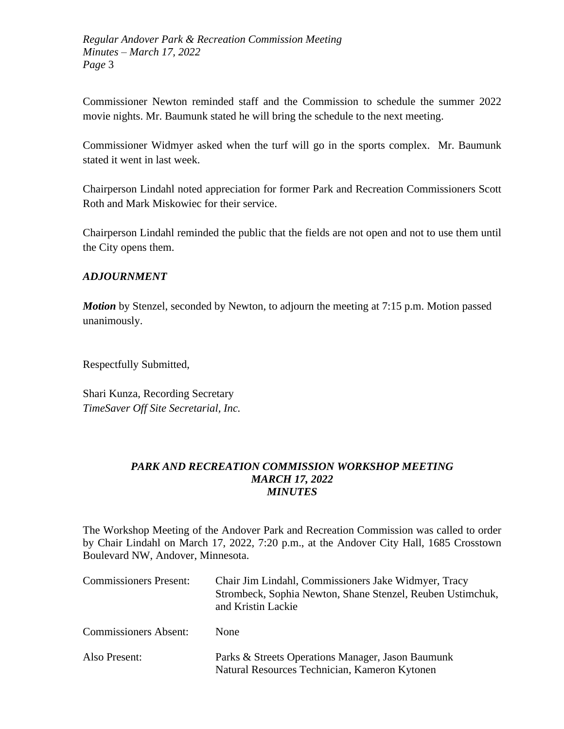Commissioner Newton reminded staff and the Commission to schedule the summer 2022 movie nights. Mr. Baumunk stated he will bring the schedule to the next meeting.

Commissioner Widmyer asked when the turf will go in the sports complex. Mr. Baumunk stated it went in last week.

Chairperson Lindahl noted appreciation for former Park and Recreation Commissioners Scott Roth and Mark Miskowiec for their service.

Chairperson Lindahl reminded the public that the fields are not open and not to use them until the City opens them.

### *ADJOURNMENT*

***Motion*** by Stenzel, seconded by Newton, to adjourn the meeting at 7:15 p.m. Motion passed unanimously.

Respectfully Submitted,

Shari Kunza, Recording Secretary
*TimeSaver Off Site Secretarial, Inc.*

## *PARK AND RECREATION COMMISSION WORKSHOP MEETING MARCH 17, 2022 MINUTES*

The Workshop Meeting of the Andover Park and Recreation Commission was called to order by Chair Lindahl on March 17, 2022, 7:20 p.m., at the Andover City Hall, 1685 Crosstown Boulevard NW, Andover, Minnesota.

| | |
|---|---|
| Commissioners Present: | Chair Jim Lindahl, Commissioners Jake Widmyer, Tracy Strombeck, Sophia Newton, Shane Stenzel, Reuben Ustimchuk, and Kristin Lackie |
| Commissioners Absent: | None |
| Also Present: | Parks & Streets Operations Manager, Jason Baumunk<br>Natural Resources Technician, Kameron Kytonen |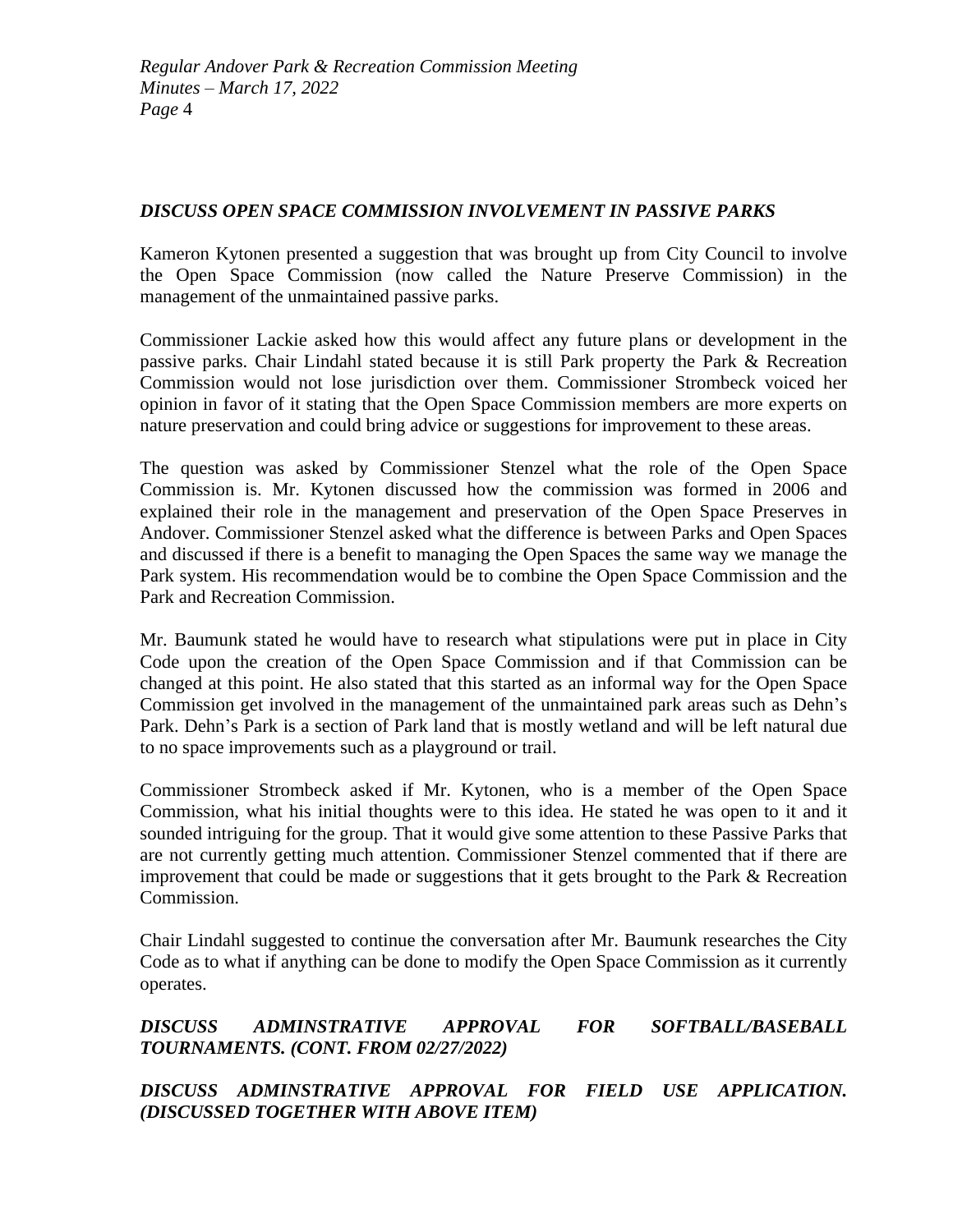### *DISCUSS OPEN SPACE COMMISSION INVOLVEMENT IN PASSIVE PARKS*

Kameron Kytonen presented a suggestion that was brought up from City Council to involve the Open Space Commission (now called the Nature Preserve Commission) in the management of the unmaintained passive parks.

Commissioner Lackie asked how this would affect any future plans or development in the passive parks. Chair Lindahl stated because it is still Park property the Park & Recreation Commission would not lose jurisdiction over them. Commissioner Strombeck voiced her opinion in favor of it stating that the Open Space Commission members are more experts on nature preservation and could bring advice or suggestions for improvement to these areas.

The question was asked by Commissioner Stenzel what the role of the Open Space Commission is. Mr. Kytonen discussed how the commission was formed in 2006 and explained their role in the management and preservation of the Open Space Preserves in Andover. Commissioner Stenzel asked what the difference is between Parks and Open Spaces and discussed if there is a benefit to managing the Open Spaces the same way we manage the Park system. His recommendation would be to combine the Open Space Commission and the Park and Recreation Commission.

Mr. Baumunk stated he would have to research what stipulations were put in place in City Code upon the creation of the Open Space Commission and if that Commission can be changed at this point. He also stated that this started as an informal way for the Open Space Commission get involved in the management of the unmaintained park areas such as Dehn's Park. Dehn's Park is a section of Park land that is mostly wetland and will be left natural due to no space improvements such as a playground or trail.

Commissioner Strombeck asked if Mr. Kytonen, who is a member of the Open Space Commission, what his initial thoughts were to this idea. He stated he was open to it and it sounded intriguing for the group. That it would give some attention to these Passive Parks that are not currently getting much attention. Commissioner Stenzel commented that if there are improvement that could be made or suggestions that it gets brought to the Park & Recreation Commission.

Chair Lindahl suggested to continue the conversation after Mr. Baumunk researches the City Code as to what if anything can be done to modify the Open Space Commission as it currently operates.

### *DISCUSS ADMINSTRATIVE APPROVAL FOR SOFTBALL/BASEBALL TOURNAMENTS. (CONT. FROM 02/27/2022)*

### *DISCUSS ADMINSTRATIVE APPROVAL FOR FIELD USE APPLICATION. (DISCUSSED TOGETHER WITH ABOVE ITEM)*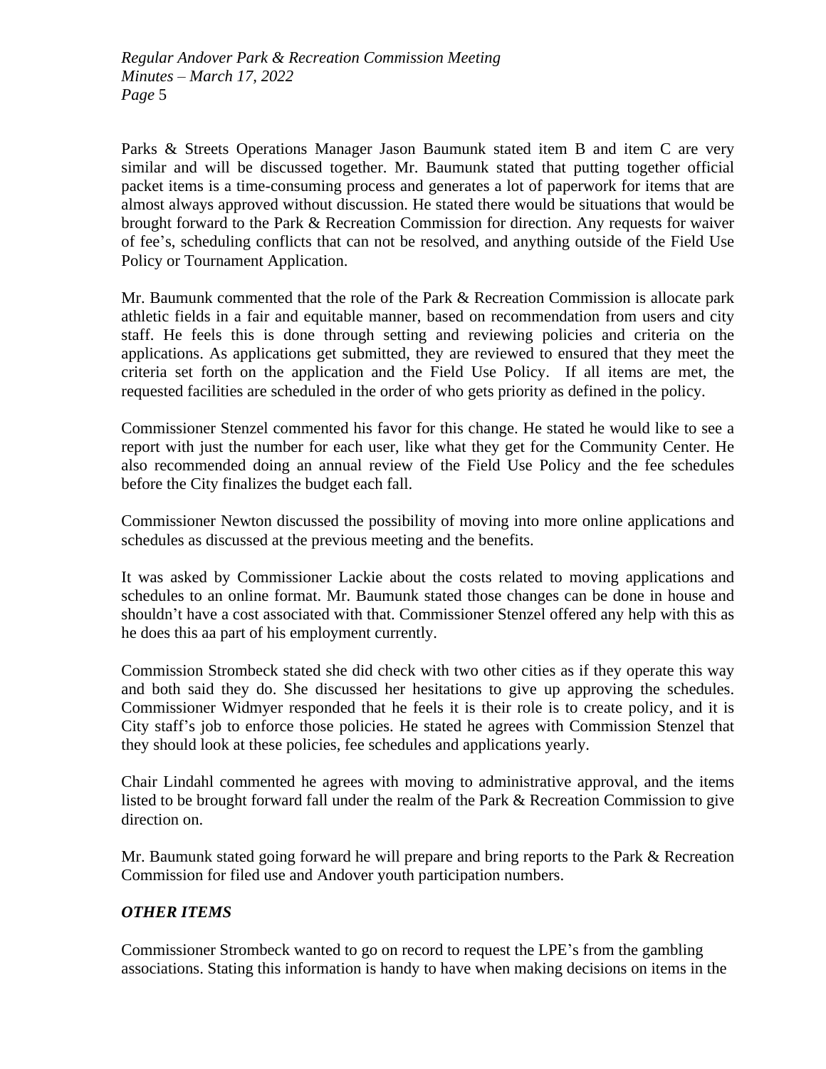Parks & Streets Operations Manager Jason Baumunk stated item B and item C are very similar and will be discussed together. Mr. Baumunk stated that putting together official packet items is a time-consuming process and generates a lot of paperwork for items that are almost always approved without discussion. He stated there would be situations that would be brought forward to the Park & Recreation Commission for direction. Any requests for waiver of fee's, scheduling conflicts that can not be resolved, and anything outside of the Field Use Policy or Tournament Application.

Mr. Baumunk commented that the role of the Park & Recreation Commission is allocate park athletic fields in a fair and equitable manner, based on recommendation from users and city staff. He feels this is done through setting and reviewing policies and criteria on the applications. As applications get submitted, they are reviewed to ensured that they meet the criteria set forth on the application and the Field Use Policy. If all items are met, the requested facilities are scheduled in the order of who gets priority as defined in the policy.

Commissioner Stenzel commented his favor for this change. He stated he would like to see a report with just the number for each user, like what they get for the Community Center. He also recommended doing an annual review of the Field Use Policy and the fee schedules before the City finalizes the budget each fall.

Commissioner Newton discussed the possibility of moving into more online applications and schedules as discussed at the previous meeting and the benefits.

It was asked by Commissioner Lackie about the costs related to moving applications and schedules to an online format. Mr. Baumunk stated those changes can be done in house and shouldn't have a cost associated with that. Commissioner Stenzel offered any help with this as he does this aa part of his employment currently.

Commission Strombeck stated she did check with two other cities as if they operate this way and both said they do. She discussed her hesitations to give up approving the schedules. Commissioner Widmyer responded that he feels it is their role is to create policy, and it is City staff's job to enforce those policies. He stated he agrees with Commission Stenzel that they should look at these policies, fee schedules and applications yearly.

Chair Lindahl commented he agrees with moving to administrative approval, and the items listed to be brought forward fall under the realm of the Park & Recreation Commission to give direction on.

Mr. Baumunk stated going forward he will prepare and bring reports to the Park & Recreation Commission for filed use and Andover youth participation numbers.

## *OTHER ITEMS*

Commissioner Strombeck wanted to go on record to request the LPE's from the gambling associations. Stating this information is handy to have when making decisions on items in the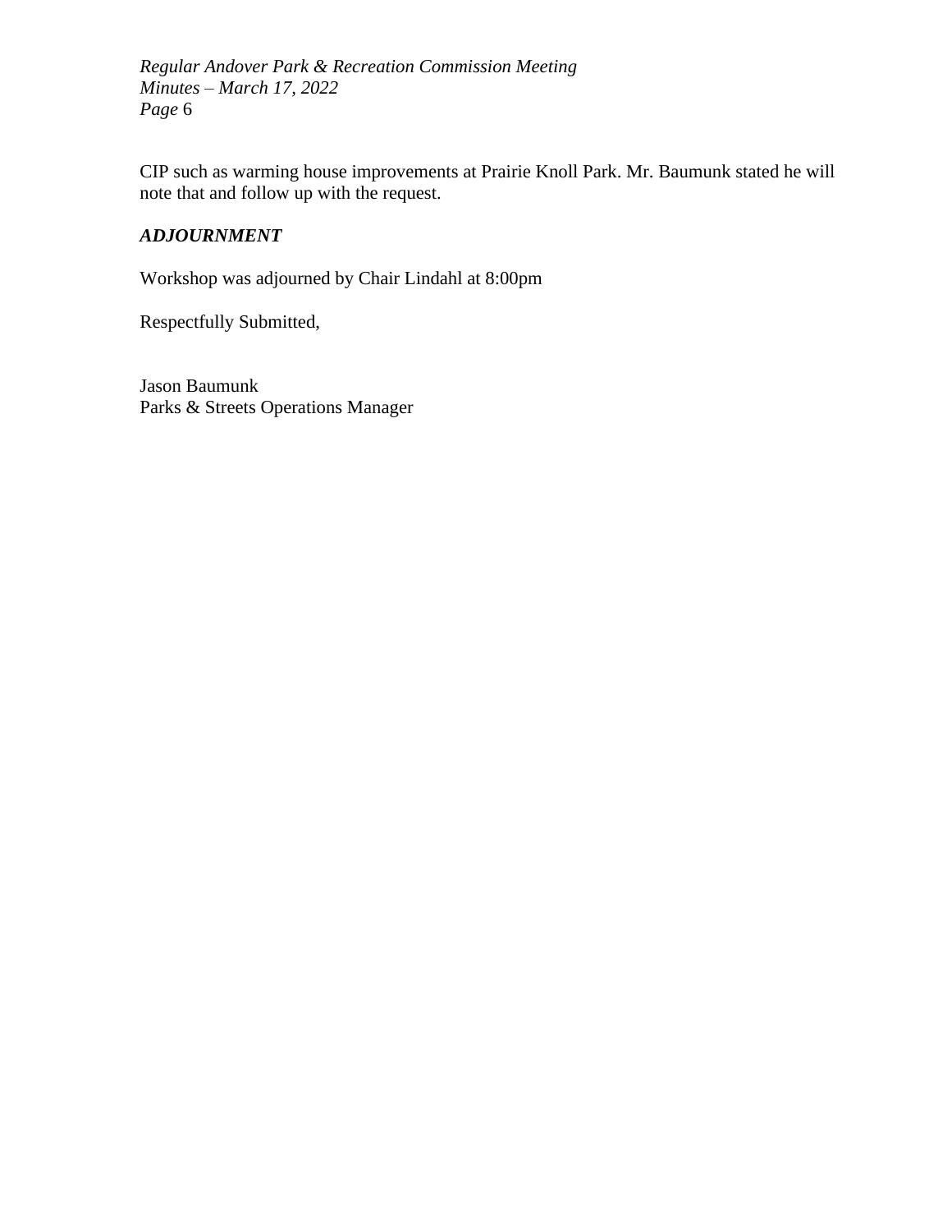CIP such as warming house improvements at Prairie Knoll Park. Mr. Baumunk stated he will note that and follow up with the request.

### ***ADJOURNMENT***

Workshop was adjourned by Chair Lindahl at 8:00pm

Respectfully Submitted,

Jason Baumunk
Parks & Streets Operations Manager